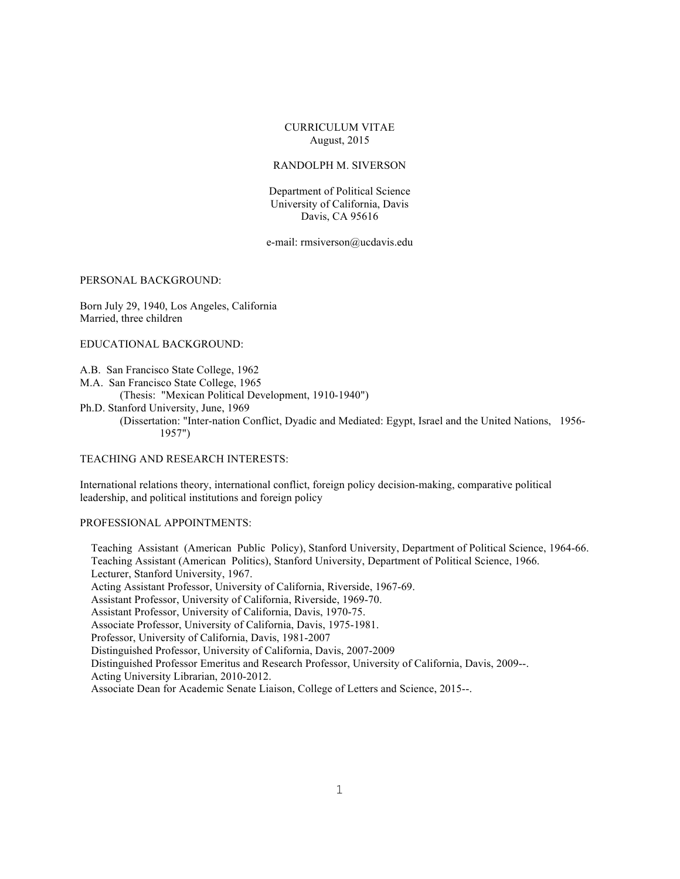# CURRICULUM VITAE

August, 2015

## RANDOLPH M. SIVERSON

Department of Political Science
University of California, Davis
Davis, CA 95616

e-mail: rmsiverson@ucdavis.edu

## PERSONAL BACKGROUND:

Born July 29, 1940, Los Angeles, California
Married, three children

## EDUCATIONAL BACKGROUND:

A.B. San Francisco State College, 1962
M.A. San Francisco State College, 1965
(Thesis: "Mexican Political Development, 1910-1940")
Ph.D. Stanford University, June, 1969
(Dissertation: "Inter-nation Conflict, Dyadic and Mediated: Egypt, Israel and the United Nations, 1956-1957")

## TEACHING AND RESEARCH INTERESTS:

International relations theory, international conflict, foreign policy decision-making, comparative political leadership, and political institutions and foreign policy

## PROFESSIONAL APPOINTMENTS:

Teaching Assistant (American Public Policy), Stanford University, Department of Political Science, 1964-66.
Teaching Assistant (American Politics), Stanford University, Department of Political Science, 1966.
Lecturer, Stanford University, 1967.
Acting Assistant Professor, University of California, Riverside, 1967-69.
Assistant Professor, University of California, Riverside, 1969-70.
Assistant Professor, University of California, Davis, 1970-75.
Associate Professor, University of California, Davis, 1975-1981.
Professor, University of California, Davis, 1981-2007
Distinguished Professor, University of California, Davis, 2007-2009
Distinguished Professor Emeritus and Research Professor, University of California, Davis, 2009--.
Acting University Librarian, 2010-2012.
Associate Dean for Academic Senate Liaison, College of Letters and Science, 2015--.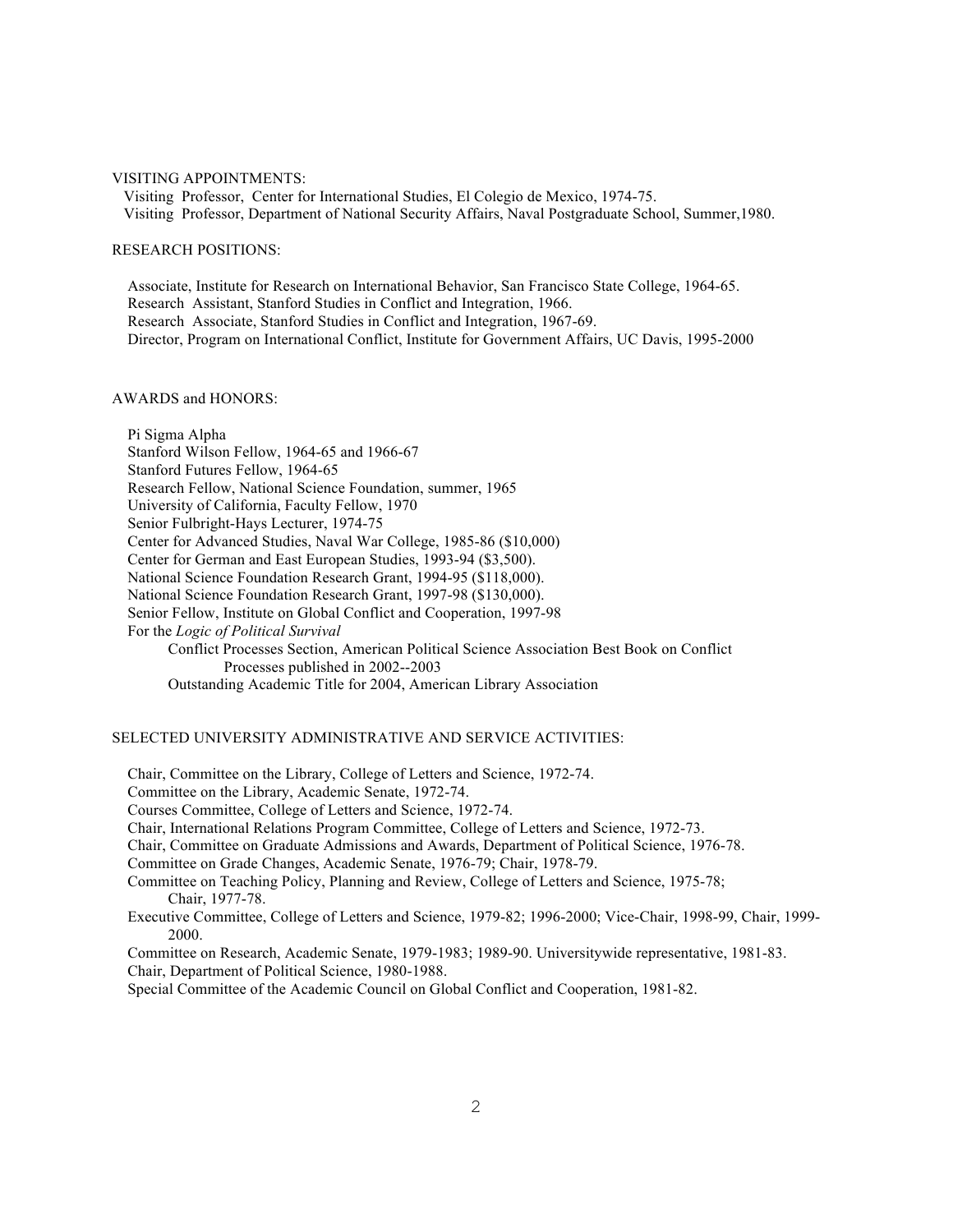VISITING APPOINTMENTS:

Visiting Professor, Center for International Studies, El Colegio de Mexico, 1974-75.
Visiting Professor, Department of National Security Affairs, Naval Postgraduate School, Summer,1980.

RESEARCH POSITIONS:

Associate, Institute for Research on International Behavior, San Francisco State College, 1964-65.
Research Assistant, Stanford Studies in Conflict and Integration, 1966.
Research Associate, Stanford Studies in Conflict and Integration, 1967-69.
Director, Program on International Conflict, Institute for Government Affairs, UC Davis, 1995-2000

AWARDS and HONORS:

Pi Sigma Alpha
Stanford Wilson Fellow, 1964-65 and 1966-67
Stanford Futures Fellow, 1964-65
Research Fellow, National Science Foundation, summer, 1965
University of California, Faculty Fellow, 1970
Senior Fulbright-Hays Lecturer, 1974-75
Center for Advanced Studies, Naval War College, 1985-86 ($10,000)
Center for German and East European Studies, 1993-94 ($3,500).
National Science Foundation Research Grant, 1994-95 ($118,000).
National Science Foundation Research Grant, 1997-98 ($130,000).
Senior Fellow, Institute on Global Conflict and Cooperation, 1997-98
For the *Logic of Political Survival*

- Conflict Processes Section, American Political Science Association Best Book on Conflict Processes published in 2002--2003
- Outstanding Academic Title for 2004, American Library Association

SELECTED UNIVERSITY ADMINISTRATIVE AND SERVICE ACTIVITIES:

Chair, Committee on the Library, College of Letters and Science, 1972-74.
Committee on the Library, Academic Senate, 1972-74.
Courses Committee, College of Letters and Science, 1972-74.
Chair, International Relations Program Committee, College of Letters and Science, 1972-73.
Chair, Committee on Graduate Admissions and Awards, Department of Political Science, 1976-78.
Committee on Grade Changes, Academic Senate, 1976-79; Chair, 1978-79.
Committee on Teaching Policy, Planning and Review, College of Letters and Science, 1975-78; Chair, 1977-78.
Executive Committee, College of Letters and Science, 1979-82; 1996-2000; Vice-Chair, 1998-99, Chair, 1999-2000.
Committee on Research, Academic Senate, 1979-1983; 1989-90. Universitywide representative, 1981-83.
Chair, Department of Political Science, 1980-1988.
Special Committee of the Academic Council on Global Conflict and Cooperation, 1981-82.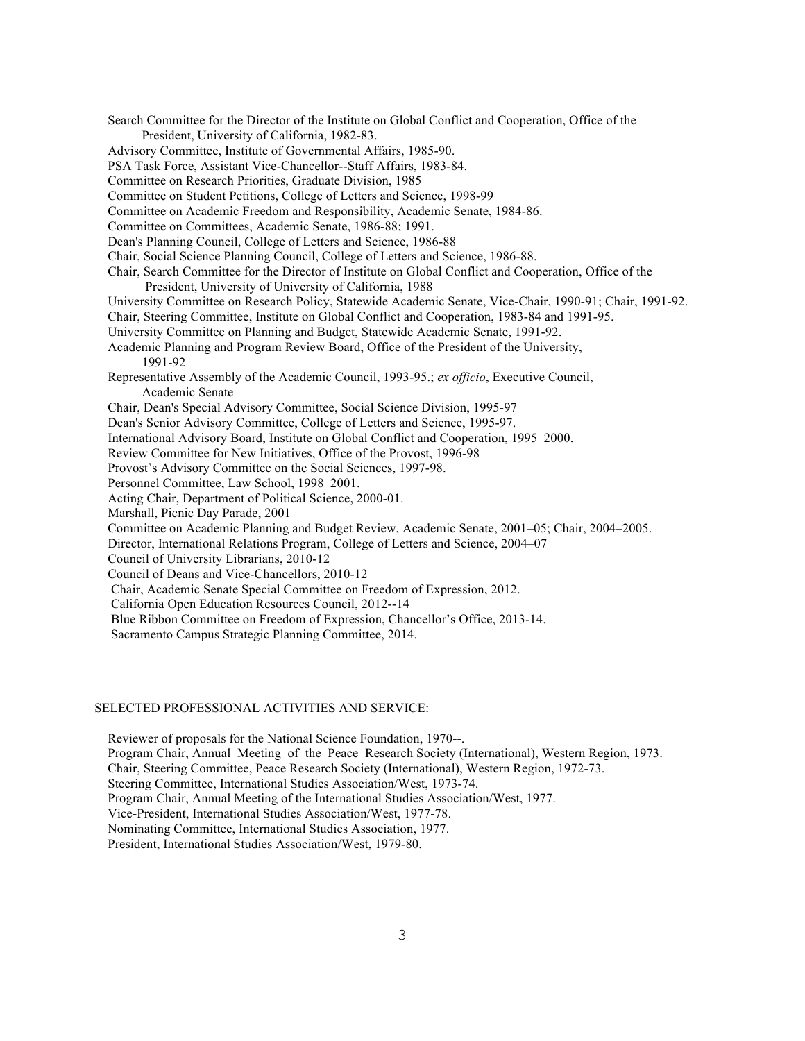Search Committee for the Director of the Institute on Global Conflict and Cooperation, Office of the President, University of California, 1982-83.

Advisory Committee, Institute of Governmental Affairs, 1985-90.

PSA Task Force, Assistant Vice-Chancellor--Staff Affairs, 1983-84.

Committee on Research Priorities, Graduate Division, 1985

Committee on Student Petitions, College of Letters and Science, 1998-99

Committee on Academic Freedom and Responsibility, Academic Senate, 1984-86.

Committee on Committees, Academic Senate, 1986-88; 1991.

Dean's Planning Council, College of Letters and Science, 1986-88

Chair, Social Science Planning Council, College of Letters and Science, 1986-88.

Chair, Search Committee for the Director of Institute on Global Conflict and Cooperation, Office of the President, University of University of California, 1988

University Committee on Research Policy, Statewide Academic Senate, Vice-Chair, 1990-91; Chair, 1991-92.

Chair, Steering Committee, Institute on Global Conflict and Cooperation, 1983-84 and 1991-95.

University Committee on Planning and Budget, Statewide Academic Senate, 1991-92.

Academic Planning and Program Review Board, Office of the President of the University, 1991-92

Representative Assembly of the Academic Council, 1993-95.; *ex officio*, Executive Council, Academic Senate

Chair, Dean's Special Advisory Committee, Social Science Division, 1995-97

Dean's Senior Advisory Committee, College of Letters and Science, 1995-97.

International Advisory Board, Institute on Global Conflict and Cooperation, 1995–2000.

Review Committee for New Initiatives, Office of the Provost, 1996-98

Provost's Advisory Committee on the Social Sciences, 1997-98.

Personnel Committee, Law School, 1998–2001.

Acting Chair, Department of Political Science, 2000-01.

Marshall, Picnic Day Parade, 2001

Committee on Academic Planning and Budget Review, Academic Senate, 2001–05; Chair, 2004–2005.

Director, International Relations Program, College of Letters and Science, 2004–07

Council of University Librarians, 2010-12

Council of Deans and Vice-Chancellors, 2010-12

Chair, Academic Senate Special Committee on Freedom of Expression, 2012.

California Open Education Resources Council, 2012--14

Blue Ribbon Committee on Freedom of Expression, Chancellor's Office, 2013-14.

Sacramento Campus Strategic Planning Committee, 2014.

## SELECTED PROFESSIONAL ACTIVITIES AND SERVICE:

Reviewer of proposals for the National Science Foundation, 1970--.

Program Chair, Annual Meeting of the Peace Research Society (International), Western Region, 1973.

Chair, Steering Committee, Peace Research Society (International), Western Region, 1972-73.

Steering Committee, International Studies Association/West, 1973-74.

Program Chair, Annual Meeting of the International Studies Association/West, 1977.

Vice-President, International Studies Association/West, 1977-78.

Nominating Committee, International Studies Association, 1977.

President, International Studies Association/West, 1979-80.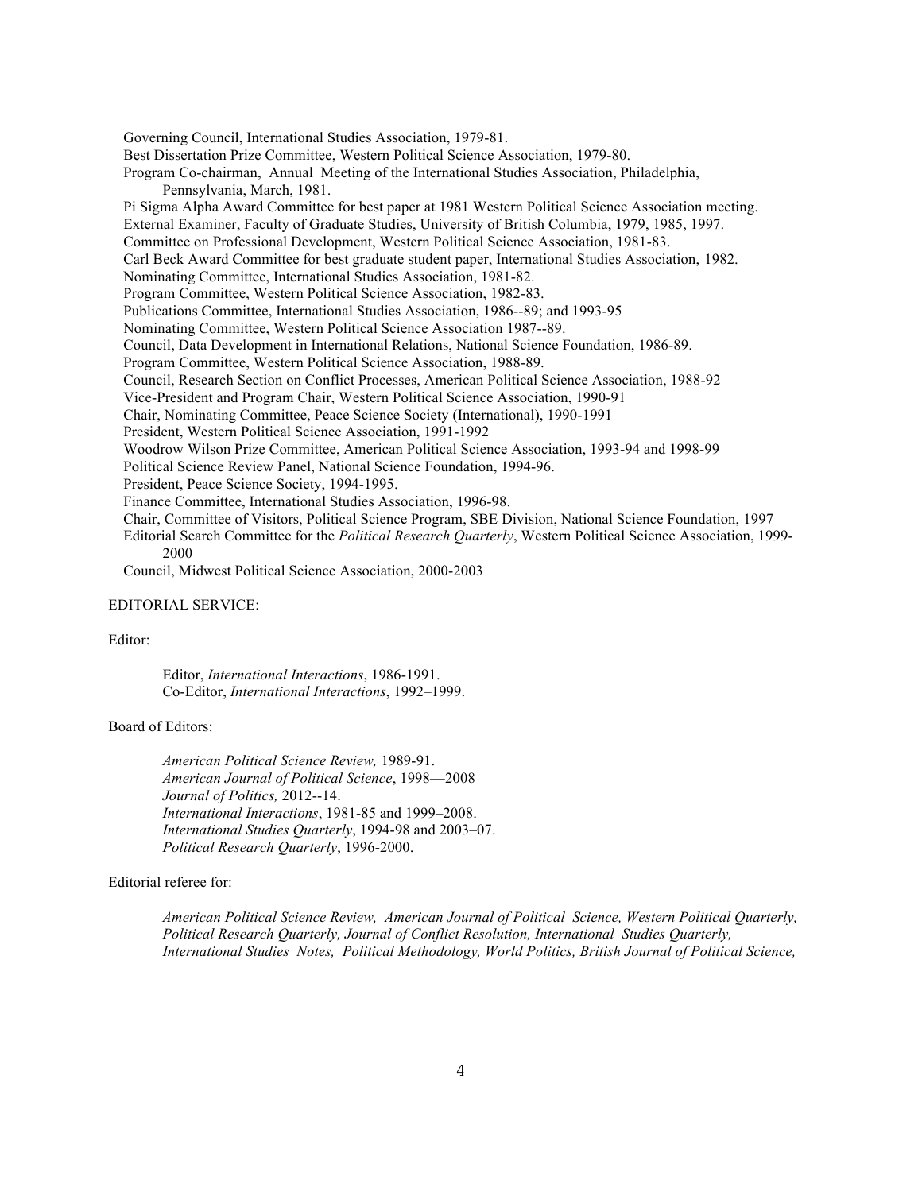Governing Council, International Studies Association, 1979-81.
Best Dissertation Prize Committee, Western Political Science Association, 1979-80.
Program Co-chairman, Annual Meeting of the International Studies Association, Philadelphia, Pennsylvania, March, 1981.
Pi Sigma Alpha Award Committee for best paper at 1981 Western Political Science Association meeting.
External Examiner, Faculty of Graduate Studies, University of British Columbia, 1979, 1985, 1997.
Committee on Professional Development, Western Political Science Association, 1981-83.
Carl Beck Award Committee for best graduate student paper, International Studies Association, 1982.
Nominating Committee, International Studies Association, 1981-82.
Program Committee, Western Political Science Association, 1982-83.
Publications Committee, International Studies Association, 1986--89; and 1993-95
Nominating Committee, Western Political Science Association 1987--89.
Council, Data Development in International Relations, National Science Foundation, 1986-89.
Program Committee, Western Political Science Association, 1988-89.
Council, Research Section on Conflict Processes, American Political Science Association, 1988-92
Vice-President and Program Chair, Western Political Science Association, 1990-91
Chair, Nominating Committee, Peace Science Society (International), 1990-1991
President, Western Political Science Association, 1991-1992
Woodrow Wilson Prize Committee, American Political Science Association, 1993-94 and 1998-99
Political Science Review Panel, National Science Foundation, 1994-96.
President, Peace Science Society, 1994-1995.
Finance Committee, International Studies Association, 1996-98.
Chair, Committee of Visitors, Political Science Program, SBE Division, National Science Foundation, 1997
Editorial Search Committee for the *Political Research Quarterly*, Western Political Science Association, 1999-2000
Council, Midwest Political Science Association, 2000-2003

EDITORIAL SERVICE:

Editor:

Editor, *International Interactions*, 1986-1991.
Co-Editor, *International Interactions*, 1992–1999.

Board of Editors:

*American Political Science Review,* 1989-91.
*American Journal of Political Science*, 1998—2008
*Journal of Politics,* 2012--14.
*International Interactions*, 1981-85 and 1999–2008.
*International Studies Quarterly*, 1994-98 and 2003–07.
*Political Research Quarterly*, 1996-2000.

Editorial referee for:

*American Political Science Review, American Journal of Political Science, Western Political Quarterly, Political Research Quarterly, Journal of Conflict Resolution, International Studies Quarterly, International Studies Notes, Political Methodology, World Politics, British Journal of Political Science,*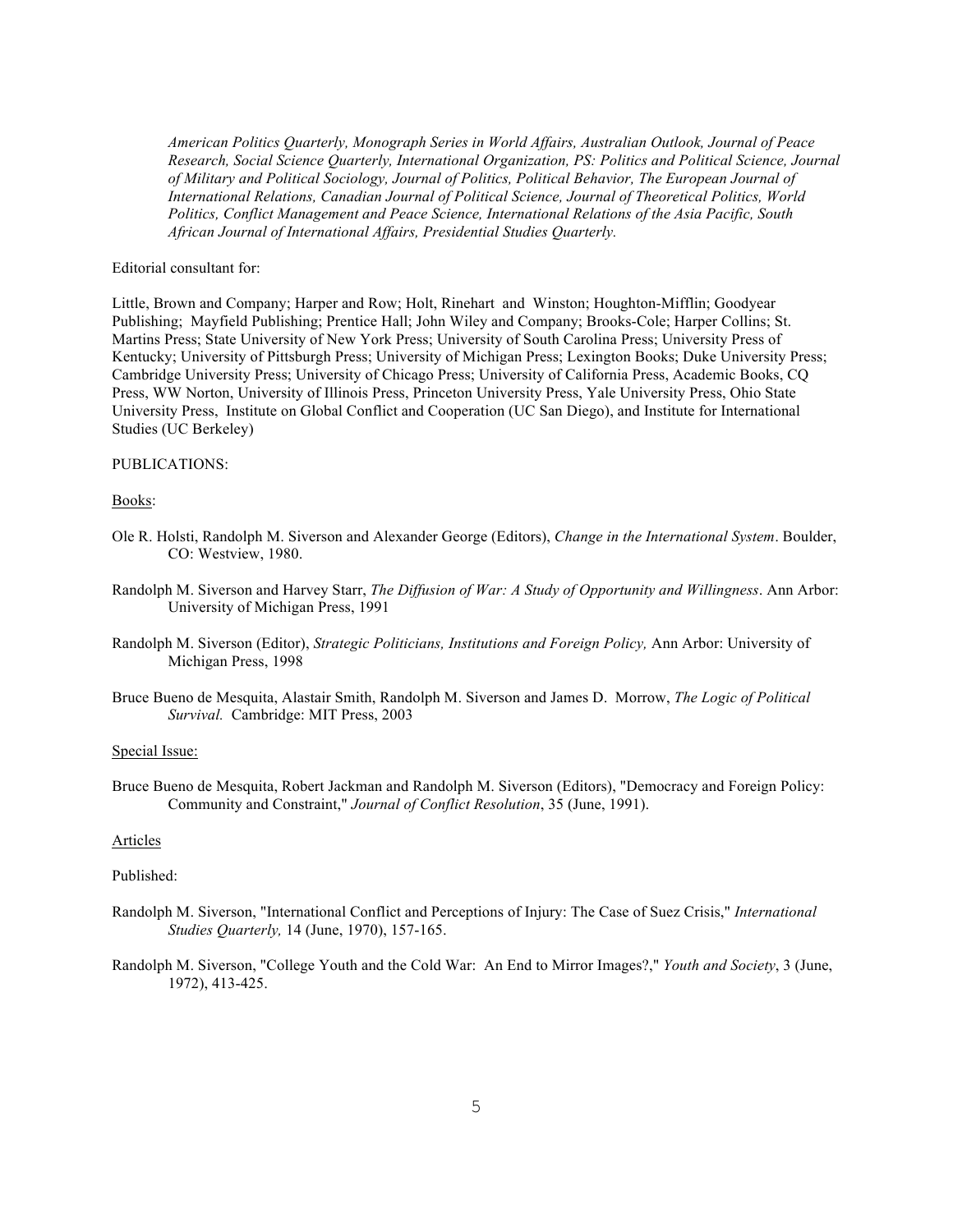*American Politics Quarterly, Monograph Series in World Affairs, Australian Outlook, Journal of Peace Research, Social Science Quarterly, International Organization, PS: Politics and Political Science, Journal of Military and Political Sociology, Journal of Politics, Political Behavior, The European Journal of International Relations, Canadian Journal of Political Science, Journal of Theoretical Politics, World Politics, Conflict Management and Peace Science, International Relations of the Asia Pacific, South African Journal of International Affairs, Presidential Studies Quarterly.*

Editorial consultant for:

Little, Brown and Company; Harper and Row; Holt, Rinehart and Winston; Houghton-Mifflin; Goodyear Publishing; Mayfield Publishing; Prentice Hall; John Wiley and Company; Brooks-Cole; Harper Collins; St. Martins Press; State University of New York Press; University of South Carolina Press; University Press of Kentucky; University of Pittsburgh Press; University of Michigan Press; Lexington Books; Duke University Press; Cambridge University Press; University of Chicago Press; University of California Press, Academic Books, CQ Press, WW Norton, University of Illinois Press, Princeton University Press, Yale University Press, Ohio State University Press, Institute on Global Conflict and Cooperation (UC San Diego), and Institute for International Studies (UC Berkeley)

PUBLICATIONS:

Books:

Ole R. Holsti, Randolph M. Siverson and Alexander George (Editors), *Change in the International System*. Boulder, CO: Westview, 1980.

Randolph M. Siverson and Harvey Starr, *The Diffusion of War: A Study of Opportunity and Willingness*. Ann Arbor: University of Michigan Press, 1991

Randolph M. Siverson (Editor), *Strategic Politicians, Institutions and Foreign Policy,* Ann Arbor: University of Michigan Press, 1998

Bruce Bueno de Mesquita, Alastair Smith, Randolph M. Siverson and James D. Morrow, *The Logic of Political Survival.* Cambridge: MIT Press, 2003

Special Issue:

Bruce Bueno de Mesquita, Robert Jackman and Randolph M. Siverson (Editors), "Democracy and Foreign Policy: Community and Constraint," *Journal of Conflict Resolution*, 35 (June, 1991).

Articles

Published:

Randolph M. Siverson, "International Conflict and Perceptions of Injury: The Case of Suez Crisis," *International Studies Quarterly,* 14 (June, 1970), 157-165.

Randolph M. Siverson, "College Youth and the Cold War: An End to Mirror Images?," *Youth and Society*, 3 (June, 1972), 413-425.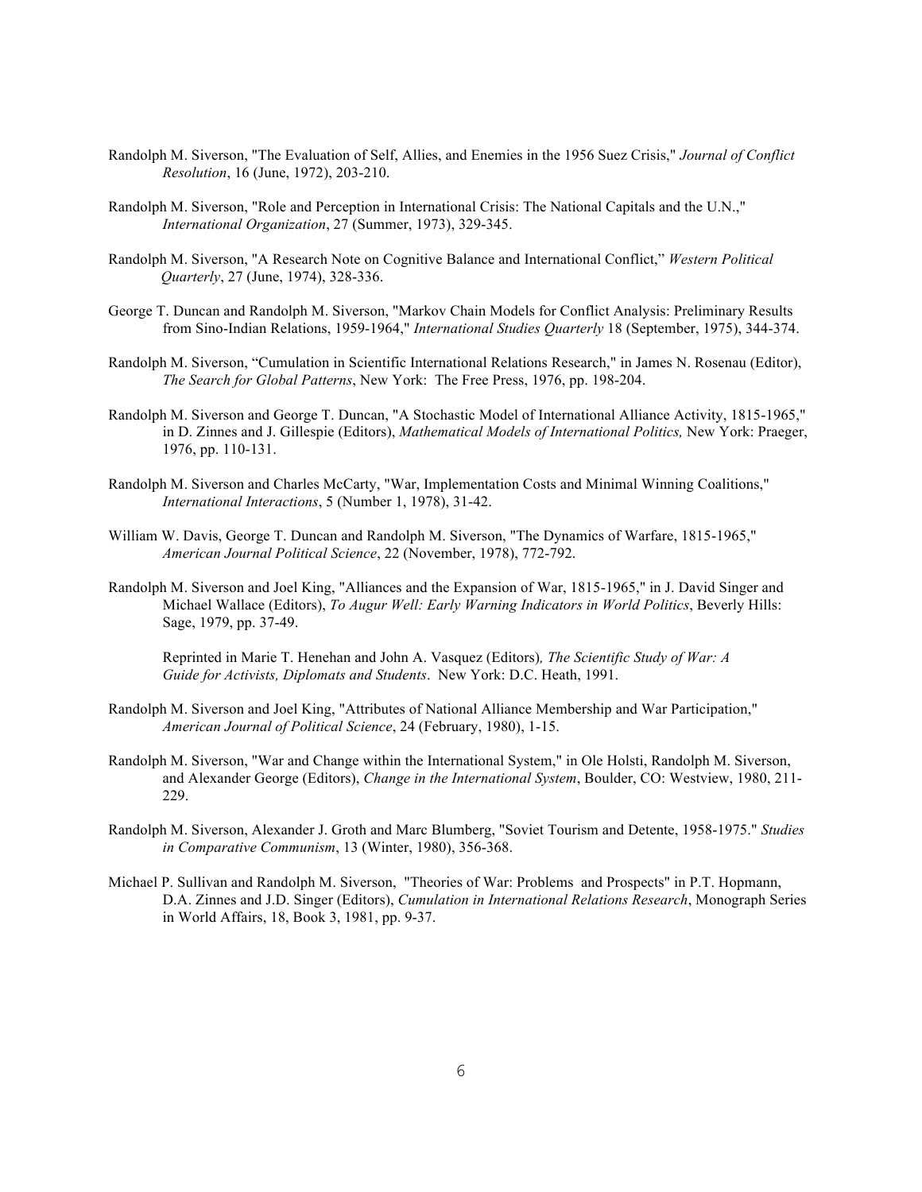Randolph M. Siverson, "The Evaluation of Self, Allies, and Enemies in the 1956 Suez Crisis," *Journal of Conflict Resolution*, 16 (June, 1972), 203-210.

Randolph M. Siverson, "Role and Perception in International Crisis: The National Capitals and the U.N.," *International Organization*, 27 (Summer, 1973), 329-345.

Randolph M. Siverson, "A Research Note on Cognitive Balance and International Conflict," *Western Political Quarterly*, 27 (June, 1974), 328-336.

George T. Duncan and Randolph M. Siverson, "Markov Chain Models for Conflict Analysis: Preliminary Results from Sino-Indian Relations, 1959-1964," *International Studies Quarterly* 18 (September, 1975), 344-374.

Randolph M. Siverson, "Cumulation in Scientific International Relations Research," in James N. Rosenau (Editor), *The Search for Global Patterns*, New York: The Free Press, 1976, pp. 198-204.

Randolph M. Siverson and George T. Duncan, "A Stochastic Model of International Alliance Activity, 1815-1965," in D. Zinnes and J. Gillespie (Editors), *Mathematical Models of International Politics,* New York: Praeger, 1976, pp. 110-131.

Randolph M. Siverson and Charles McCarty, "War, Implementation Costs and Minimal Winning Coalitions," *International Interactions*, 5 (Number 1, 1978), 31-42.

William W. Davis, George T. Duncan and Randolph M. Siverson, "The Dynamics of Warfare, 1815-1965," *American Journal Political Science*, 22 (November, 1978), 772-792.

Randolph M. Siverson and Joel King, "Alliances and the Expansion of War, 1815-1965," in J. David Singer and Michael Wallace (Editors), *To Augur Well: Early Warning Indicators in World Politics*, Beverly Hills: Sage, 1979, pp. 37-49.

Reprinted in Marie T. Henehan and John A. Vasquez (Editors)*, The Scientific Study of War: A Guide for Activists, Diplomats and Students*. New York: D.C. Heath, 1991.

Randolph M. Siverson and Joel King, "Attributes of National Alliance Membership and War Participation," *American Journal of Political Science*, 24 (February, 1980), 1-15.

Randolph M. Siverson, "War and Change within the International System," in Ole Holsti, Randolph M. Siverson, and Alexander George (Editors), *Change in the International System*, Boulder, CO: Westview, 1980, 211-229.

Randolph M. Siverson, Alexander J. Groth and Marc Blumberg, "Soviet Tourism and Detente, 1958-1975." *Studies in Comparative Communism*, 13 (Winter, 1980), 356-368.

Michael P. Sullivan and Randolph M. Siverson, "Theories of War: Problems and Prospects" in P.T. Hopmann, D.A. Zinnes and J.D. Singer (Editors), *Cumulation in International Relations Research*, Monograph Series in World Affairs, 18, Book 3, 1981, pp. 9-37.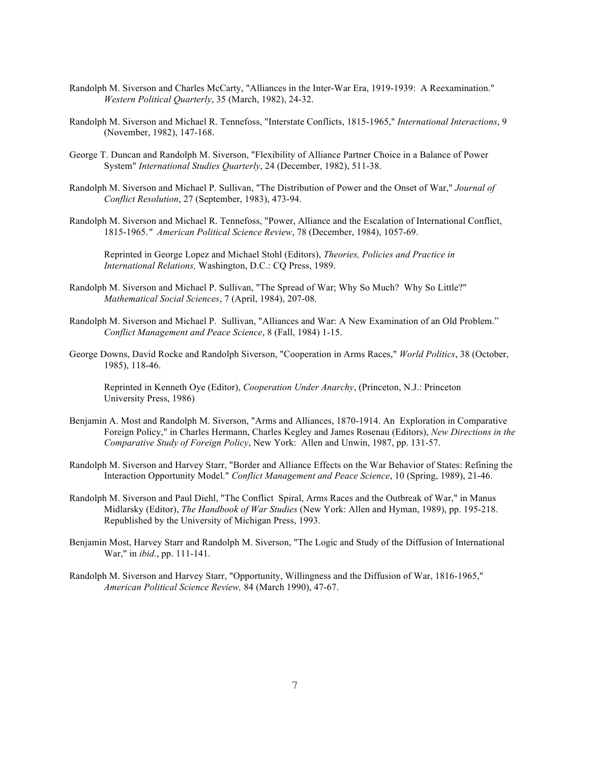Randolph M. Siverson and Charles McCarty, "Alliances in the Inter-War Era, 1919-1939: A Reexamination." *Western Political Quarterly*, 35 (March, 1982), 24-32.

Randolph M. Siverson and Michael R. Tennefoss, "Interstate Conflicts, 1815-1965," *International Interactions*, 9 (November, 1982), 147-168.

George T. Duncan and Randolph M. Siverson, "Flexibility of Alliance Partner Choice in a Balance of Power System" *International Studies Quarterly*, 24 (December, 1982), 511-38.

Randolph M. Siverson and Michael P. Sullivan, "The Distribution of Power and the Onset of War," *Journal of Conflict Resolution*, 27 (September, 1983), 473-94.

Randolph M. Siverson and Michael R. Tennefoss, "Power, Alliance and the Escalation of International Conflict, 1815-1965." *American Political Science Review*, 78 (December, 1984), 1057-69.

Reprinted in George Lopez and Michael Stohl (Editors), *Theories, Policies and Practice in International Relations,* Washington, D.C.: CQ Press, 1989.

Randolph M. Siverson and Michael P. Sullivan, "The Spread of War; Why So Much? Why So Little?" *Mathematical Social Sciences*, 7 (April, 1984), 207-08.

Randolph M. Siverson and Michael P. Sullivan, "Alliances and War: A New Examination of an Old Problem." *Conflict Management and Peace Science*, 8 (Fall, 1984) 1-15.

George Downs, David Rocke and Randolph Siverson, "Cooperation in Arms Races," *World Politics*, 38 (October, 1985), 118-46.

Reprinted in Kenneth Oye (Editor), *Cooperation Under Anarchy*, (Princeton, N.J.: Princeton University Press, 1986)

Benjamin A. Most and Randolph M. Siverson, "Arms and Alliances, 1870-1914. An Exploration in Comparative Foreign Policy," in Charles Hermann, Charles Kegley and James Rosenau (Editors), *New Directions in the Comparative Study of Foreign Policy*, New York: Allen and Unwin, 1987, pp. 131-57.

Randolph M. Siverson and Harvey Starr, "Border and Alliance Effects on the War Behavior of States: Refining the Interaction Opportunity Model." *Conflict Management and Peace Science*, 10 (Spring, 1989), 21-46.

Randolph M. Siverson and Paul Diehl, "The Conflict Spiral, Arms Races and the Outbreak of War," in Manus Midlarsky (Editor), *The Handbook of War Studies* (New York: Allen and Hyman, 1989), pp. 195-218. Republished by the University of Michigan Press, 1993.

Benjamin Most, Harvey Starr and Randolph M. Siverson, "The Logic and Study of the Diffusion of International War," in *ibid*., pp. 111-141.

Randolph M. Siverson and Harvey Starr, "Opportunity, Willingness and the Diffusion of War, 1816-1965," *American Political Science Review,* 84 (March 1990), 47-67.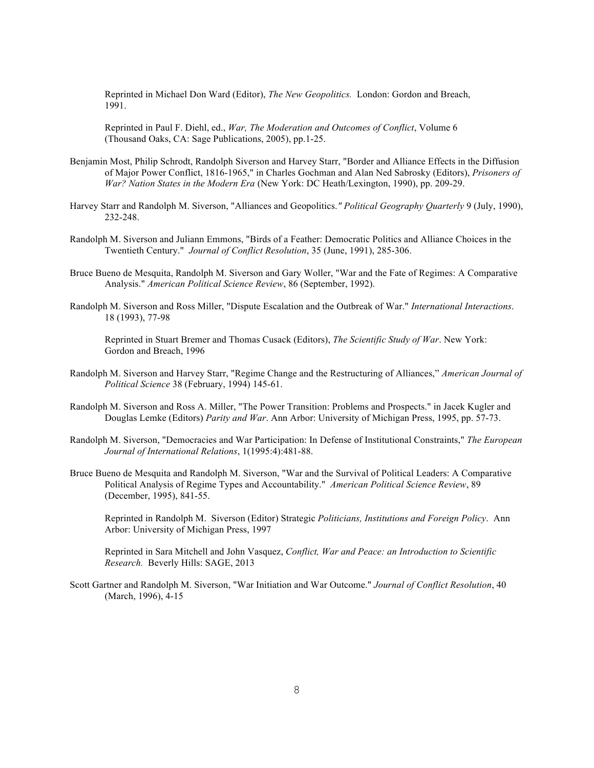Reprinted in Michael Don Ward (Editor), *The New Geopolitics.* London: Gordon and Breach, 1991.

Reprinted in Paul F. Diehl, ed., *War, The Moderation and Outcomes of Conflict*, Volume 6 (Thousand Oaks, CA: Sage Publications, 2005), pp.1-25.

Benjamin Most, Philip Schrodt, Randolph Siverson and Harvey Starr, "Border and Alliance Effects in the Diffusion of Major Power Conflict, 1816-1965," in Charles Gochman and Alan Ned Sabrosky (Editors), *Prisoners of War? Nation States in the Modern Era* (New York: DC Heath/Lexington, 1990), pp. 209-29.

Harvey Starr and Randolph M. Siverson, "Alliances and Geopolitics.*" Political Geography Quarterly* 9 (July, 1990), 232-248.

Randolph M. Siverson and Juliann Emmons, "Birds of a Feather: Democratic Politics and Alliance Choices in the Twentieth Century." *Journal of Conflict Resolution*, 35 (June, 1991), 285-306.

Bruce Bueno de Mesquita, Randolph M. Siverson and Gary Woller, "War and the Fate of Regimes: A Comparative Analysis." *American Political Science Review*, 86 (September, 1992).

Randolph M. Siverson and Ross Miller, "Dispute Escalation and the Outbreak of War." *International Interactions*. 18 (1993), 77-98

Reprinted in Stuart Bremer and Thomas Cusack (Editors), *The Scientific Study of War*. New York: Gordon and Breach, 1996

Randolph M. Siverson and Harvey Starr, "Regime Change and the Restructuring of Alliances," *American Journal of Political Science* 38 (February, 1994) 145-61.

Randolph M. Siverson and Ross A. Miller, "The Power Transition: Problems and Prospects." in Jacek Kugler and Douglas Lemke (Editors) *Parity and War*. Ann Arbor: University of Michigan Press, 1995, pp. 57-73.

Randolph M. Siverson, "Democracies and War Participation: In Defense of Institutional Constraints," *The European Journal of International Relations*, 1(1995:4):481-88.

Bruce Bueno de Mesquita and Randolph M. Siverson, "War and the Survival of Political Leaders: A Comparative Political Analysis of Regime Types and Accountability." *American Political Science Review*, 89 (December, 1995), 841-55.

Reprinted in Randolph M. Siverson (Editor) Strategic *Politicians, Institutions and Foreign Policy*. Ann Arbor: University of Michigan Press, 1997

Reprinted in Sara Mitchell and John Vasquez, *Conflict, War and Peace: an Introduction to Scientific Research.* Beverly Hills: SAGE, 2013

Scott Gartner and Randolph M. Siverson, "War Initiation and War Outcome." *Journal of Conflict Resolution*, 40 (March, 1996), 4-15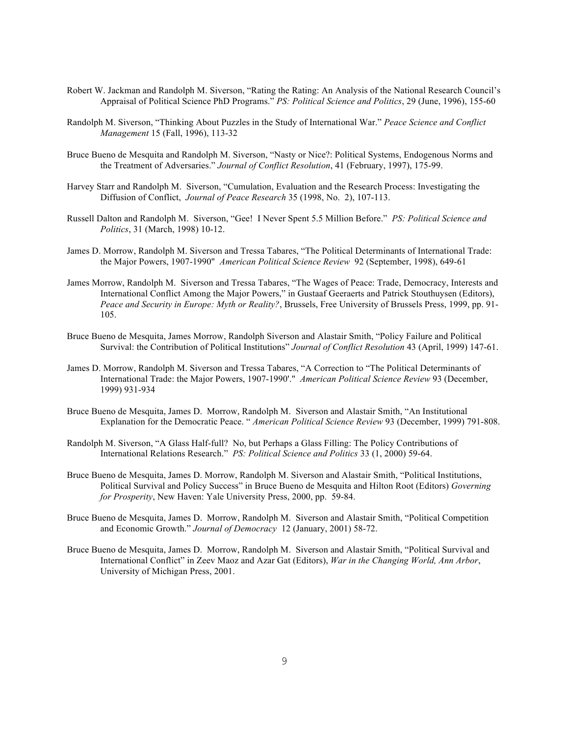Robert W. Jackman and Randolph M. Siverson, "Rating the Rating: An Analysis of the National Research Council's Appraisal of Political Science PhD Programs." *PS: Political Science and Politics*, 29 (June, 1996), 155-60

Randolph M. Siverson, "Thinking About Puzzles in the Study of International War." *Peace Science and Conflict Management* 15 (Fall, 1996), 113-32

Bruce Bueno de Mesquita and Randolph M. Siverson, "Nasty or Nice?: Political Systems, Endogenous Norms and the Treatment of Adversaries." *Journal of Conflict Resolution*, 41 (February, 1997), 175-99.

Harvey Starr and Randolph M. Siverson, "Cumulation, Evaluation and the Research Process: Investigating the Diffusion of Conflict, *Journal of Peace Research* 35 (1998, No. 2), 107-113.

Russell Dalton and Randolph M. Siverson, "Gee! I Never Spent 5.5 Million Before." *PS: Political Science and Politics*, 31 (March, 1998) 10-12.

James D. Morrow, Randolph M. Siverson and Tressa Tabares, "The Political Determinants of International Trade: the Major Powers, 1907-1990" *American Political Science Review* 92 (September, 1998), 649-61

James Morrow, Randolph M. Siverson and Tressa Tabares, "The Wages of Peace: Trade, Democracy, Interests and International Conflict Among the Major Powers," in Gustaaf Geeraerts and Patrick Stouthuysen (Editors), *Peace and Security in Europe: Myth or Reality?*, Brussels, Free University of Brussels Press, 1999, pp. 91-105.

Bruce Bueno de Mesquita, James Morrow, Randolph Siverson and Alastair Smith, "Policy Failure and Political Survival: the Contribution of Political Institutions" *Journal of Conflict Resolution* 43 (April, 1999) 147-61.

James D. Morrow, Randolph M. Siverson and Tressa Tabares, "A Correction to "The Political Determinants of International Trade: the Major Powers, 1907-1990'." *American Political Science Review* 93 (December, 1999) 931-934

Bruce Bueno de Mesquita, James D. Morrow, Randolph M. Siverson and Alastair Smith, "An Institutional Explanation for the Democratic Peace. " *American Political Science Review* 93 (December, 1999) 791-808.

Randolph M. Siverson, "A Glass Half-full? No, but Perhaps a Glass Filling: The Policy Contributions of International Relations Research." *PS: Political Science and Politics* 33 (1, 2000) 59-64.

Bruce Bueno de Mesquita, James D. Morrow, Randolph M. Siverson and Alastair Smith, "Political Institutions, Political Survival and Policy Success" in Bruce Bueno de Mesquita and Hilton Root (Editors) *Governing for Prosperity*, New Haven: Yale University Press, 2000, pp. 59-84.

Bruce Bueno de Mesquita, James D. Morrow, Randolph M. Siverson and Alastair Smith, "Political Competition and Economic Growth." *Journal of Democracy* 12 (January, 2001) 58-72.

Bruce Bueno de Mesquita, James D. Morrow, Randolph M. Siverson and Alastair Smith, "Political Survival and International Conflict" in Zeev Maoz and Azar Gat (Editors), *War in the Changing World, Ann Arbor*, University of Michigan Press, 2001.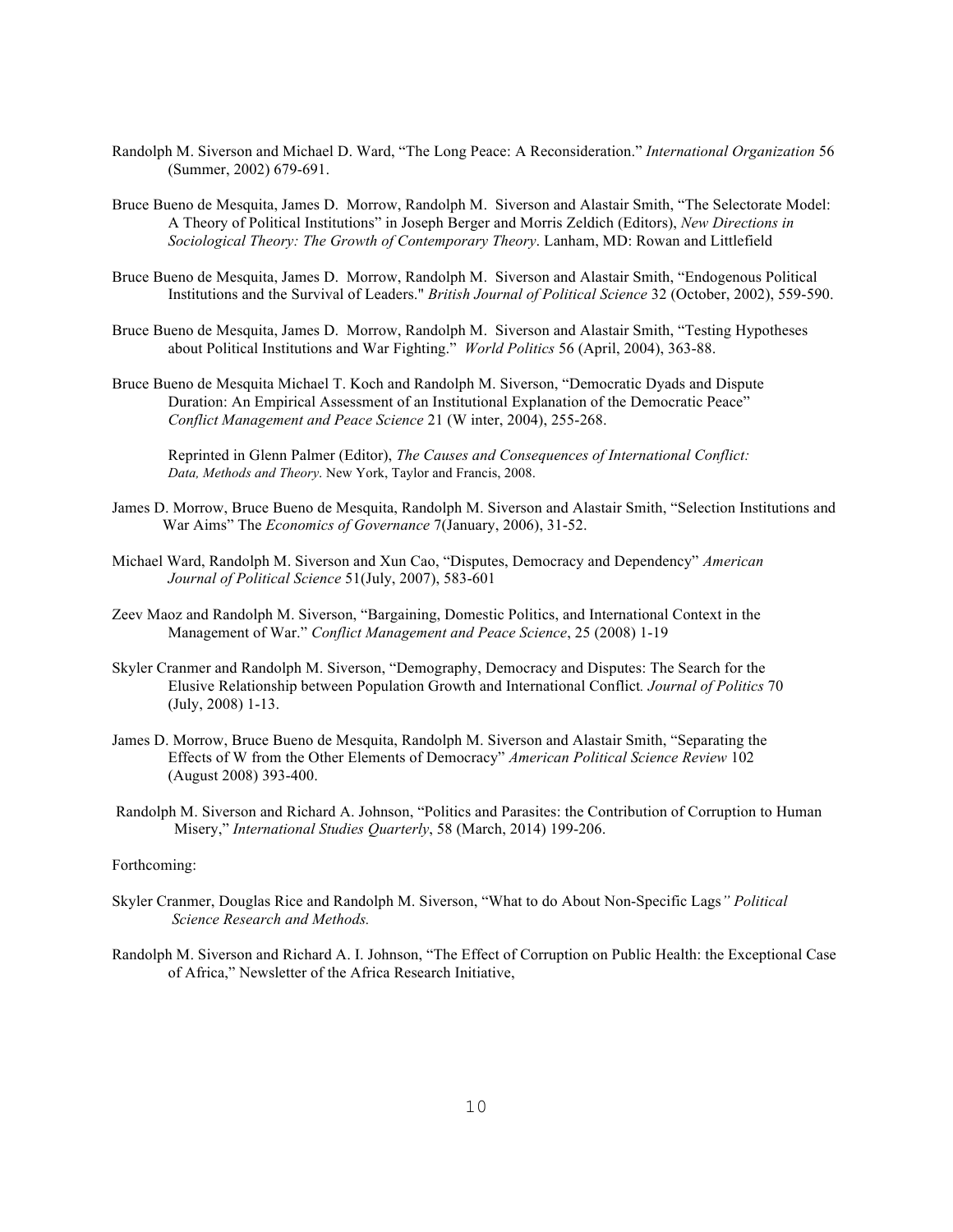Randolph M. Siverson and Michael D. Ward, "The Long Peace: A Reconsideration." *International Organization* 56 (Summer, 2002) 679-691.

Bruce Bueno de Mesquita, James D. Morrow, Randolph M. Siverson and Alastair Smith, "The Selectorate Model: A Theory of Political Institutions" in Joseph Berger and Morris Zeldich (Editors), *New Directions in Sociological Theory: The Growth of Contemporary Theory*. Lanham, MD: Rowan and Littlefield

Bruce Bueno de Mesquita, James D. Morrow, Randolph M. Siverson and Alastair Smith, "Endogenous Political Institutions and the Survival of Leaders." *British Journal of Political Science* 32 (October, 2002), 559-590.

Bruce Bueno de Mesquita, James D. Morrow, Randolph M. Siverson and Alastair Smith, "Testing Hypotheses about Political Institutions and War Fighting." *World Politics* 56 (April, 2004), 363-88.

Bruce Bueno de Mesquita Michael T. Koch and Randolph M. Siverson, "Democratic Dyads and Dispute Duration: An Empirical Assessment of an Institutional Explanation of the Democratic Peace" *Conflict Management and Peace Science* 21 (W inter, 2004), 255-268.

Reprinted in Glenn Palmer (Editor), *The Causes and Consequences of International Conflict: Data, Methods and Theory*. New York, Taylor and Francis, 2008.

James D. Morrow, Bruce Bueno de Mesquita, Randolph M. Siverson and Alastair Smith, "Selection Institutions and War Aims" The *Economics of Governance* 7(January, 2006), 31-52.

Michael Ward, Randolph M. Siverson and Xun Cao, "Disputes, Democracy and Dependency" *American Journal of Political Science* 51(July, 2007), 583-601

Zeev Maoz and Randolph M. Siverson, "Bargaining, Domestic Politics, and International Context in the Management of War." *Conflict Management and Peace Science*, 25 (2008) 1-19

Skyler Cranmer and Randolph M. Siverson, "Demography, Democracy and Disputes: The Search for the Elusive Relationship between Population Growth and International Conflict*. Journal of Politics* 70 (July, 2008) 1-13.

James D. Morrow, Bruce Bueno de Mesquita, Randolph M. Siverson and Alastair Smith, "Separating the Effects of W from the Other Elements of Democracy" *American Political Science Review* 102 (August 2008) 393-400.

Randolph M. Siverson and Richard A. Johnson, "Politics and Parasites: the Contribution of Corruption to Human Misery," *International Studies Quarterly*, 58 (March, 2014) 199-206.

Forthcoming:

Skyler Cranmer, Douglas Rice and Randolph M. Siverson, "What to do About Non-Specific Lags*" Political Science Research and Methods.*

Randolph M. Siverson and Richard A. I. Johnson, "The Effect of Corruption on Public Health: the Exceptional Case of Africa," Newsletter of the Africa Research Initiative,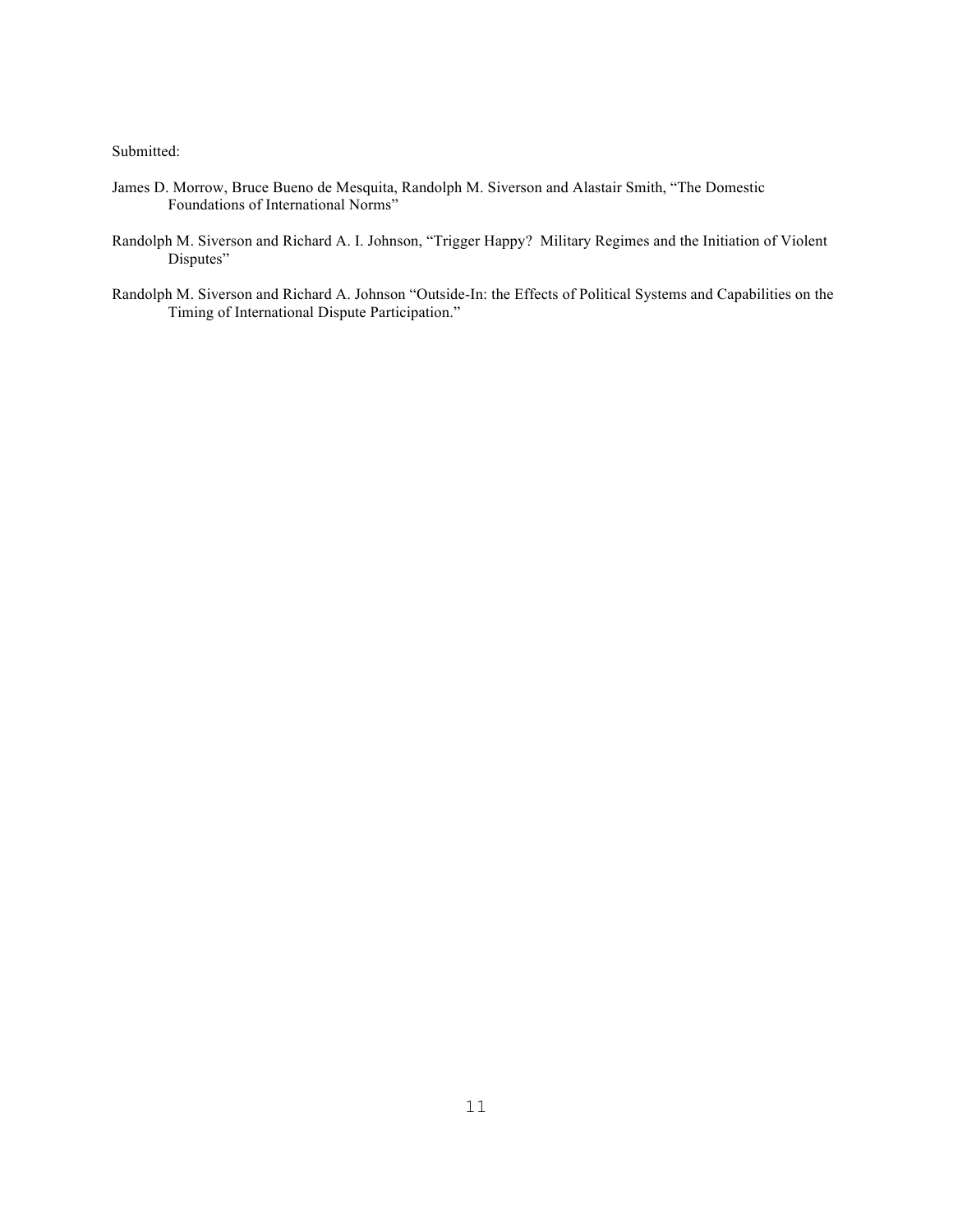Submitted:

James D. Morrow, Bruce Bueno de Mesquita, Randolph M. Siverson and Alastair Smith, "The Domestic Foundations of International Norms"

Randolph M. Siverson and Richard A. I. Johnson, "Trigger Happy? Military Regimes and the Initiation of Violent Disputes"

Randolph M. Siverson and Richard A. Johnson "Outside-In: the Effects of Political Systems and Capabilities on the Timing of International Dispute Participation."